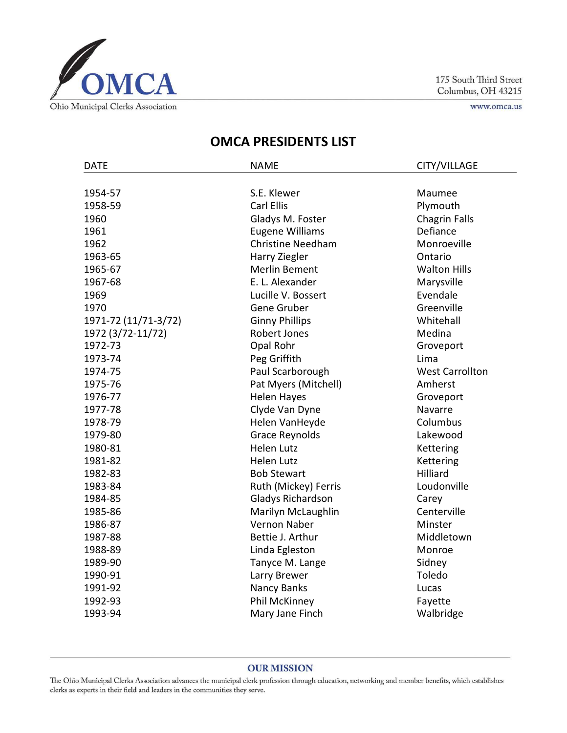Ohio Municipal Clerks Association

175 South Third Street
Columbus, OH 43215

www.omca.us

# OMCA PRESIDENTS LIST

| DATE | NAME | CITY/VILLAGE |
|---|---|---|
| 1954-57 | S.E. Klewer | Maumee |
| 1958-59 | Carl Ellis | Plymouth |
| 1960 | Gladys M. Foster | Chagrin Falls |
| 1961 | Eugene Williams | Defiance |
| 1962 | Christine Needham | Monroeville |
| 1963-65 | Harry Ziegler | Ontario |
| 1965-67 | Merlin Bement | Walton Hills |
| 1967-68 | E. L. Alexander | Marysville |
| 1969 | Lucille V. Bossert | Evendale |
| 1970 | Gene Gruber | Greenville |
| 1971-72 (11/71-3/72) | Ginny Phillips | Whitehall |
| 1972 (3/72-11/72) | Robert Jones | Medina |
| 1972-73 | Opal Rohr | Groveport |
| 1973-74 | Peg Griffith | Lima |
| 1974-75 | Paul Scarborough | West Carrollton |
| 1975-76 | Pat Myers (Mitchell) | Amherst |
| 1976-77 | Helen Hayes | Groveport |
| 1977-78 | Clyde Van Dyne | Navarre |
| 1978-79 | Helen VanHeyde | Columbus |
| 1979-80 | Grace Reynolds | Lakewood |
| 1980-81 | Helen Lutz | Kettering |
| 1981-82 | Helen Lutz | Kettering |
| 1982-83 | Bob Stewart | Hilliard |
| 1983-84 | Ruth (Mickey) Ferris | Loudonville |
| 1984-85 | Gladys Richardson | Carey |
| 1985-86 | Marilyn McLaughlin | Centerville |
| 1986-87 | Vernon Naber | Minster |
| 1987-88 | Bettie J. Arthur | Middletown |
| 1988-89 | Linda Egleston | Monroe |
| 1989-90 | Tanyce M. Lange | Sidney |
| 1990-91 | Larry Brewer | Toledo |
| 1991-92 | Nancy Banks | Lucas |
| 1992-93 | Phil McKinney | Fayette |
| 1993-94 | Mary Jane Finch | Walbridge |

**OUR MISSION**

The Ohio Municipal Clerks Association advances the municipal clerk profession through education, networking and member benefits, which establishes clerks as experts in their field and leaders in the communities they serve.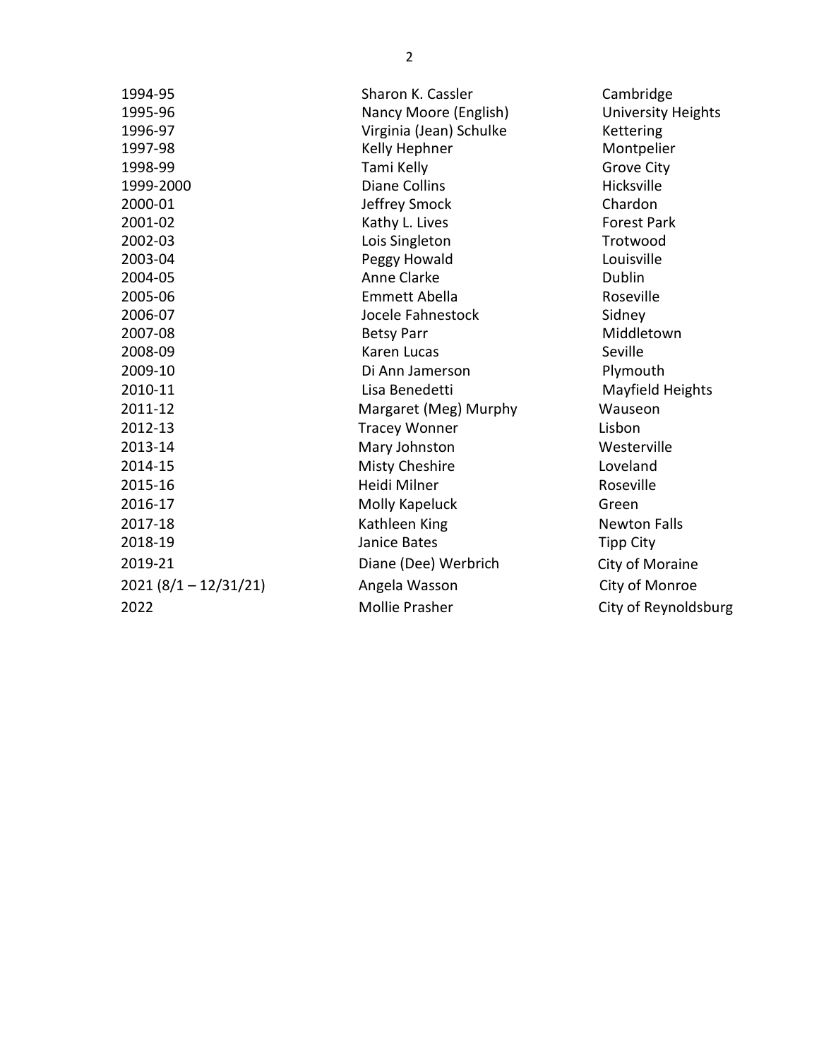| | | |
|---|---|---|
| 1994-95 | Sharon K. Cassler | Cambridge |
| 1995-96 | Nancy Moore (English) | University Heights |
| 1996-97 | Virginia (Jean) Schulke | Kettering |
| 1997-98 | Kelly Hephner | Montpelier |
| 1998-99 | Tami Kelly | Grove City |
| 1999-2000 | Diane Collins | Hicksville |
| 2000-01 | Jeffrey Smock | Chardon |
| 2001-02 | Kathy L. Lives | Forest Park |
| 2002-03 | Lois Singleton | Trotwood |
| 2003-04 | Peggy Howald | Louisville |
| 2004-05 | Anne Clarke | Dublin |
| 2005-06 | Emmett Abella | Roseville |
| 2006-07 | Jocele Fahnestock | Sidney |
| 2007-08 | Betsy Parr | Middletown |
| 2008-09 | Karen Lucas | Seville |
| 2009-10 | Di Ann Jamerson | Plymouth |
| 2010-11 | Lisa Benedetti | Mayfield Heights |
| 2011-12 | Margaret (Meg) Murphy | Wauseon |
| 2012-13 | Tracey Wonner | Lisbon |
| 2013-14 | Mary Johnston | Westerville |
| 2014-15 | Misty Cheshire | Loveland |
| 2015-16 | Heidi Milner | Roseville |
| 2016-17 | Molly Kapeluck | Green |
| 2017-18 | Kathleen King | Newton Falls |
| 2018-19 | Janice Bates | Tipp City |
| 2019-21 | Diane (Dee) Werbrich | City of Moraine |
| 2021 (8/1 – 12/31/21) | Angela Wasson | City of Monroe |
| 2022 | Mollie Prasher | City of Reynoldsburg |